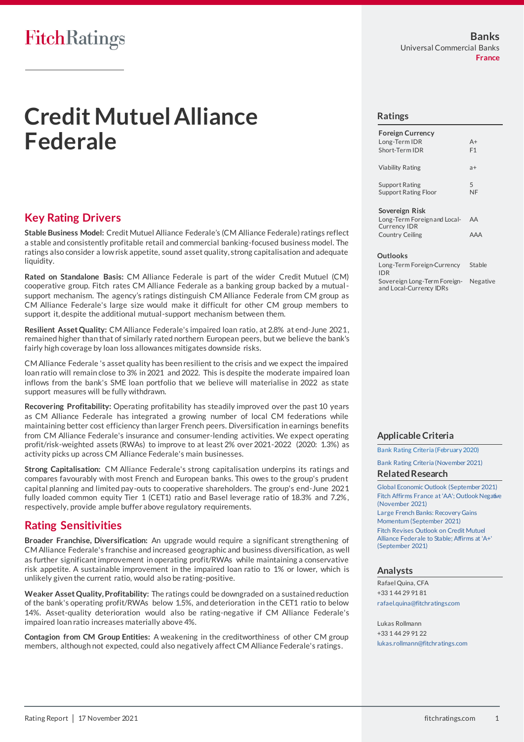Fitch Ratings

Banks
Universal Commercial Banks
France

# Credit Mutuel Alliance Federale

## Key Rating Drivers

**Stable Business Model:** Credit Mutuel Alliance Federale's (CM Alliance Federale) ratings reflect a stable and consistently profitable retail and commercial banking-focused business model. The ratings also consider a low risk appetite, sound asset quality, strong capitalisation and adequate liquidity.

**Rated on Standalone Basis:** CM Alliance Federale is part of the wider Credit Mutuel (CM) cooperative group. Fitch rates CM Alliance Federale as a banking group backed by a mutual-support mechanism. The agency's ratings distinguish CM Alliance Federale from CM group as CM Alliance Federale's large size would make it difficult for other CM group members to support it, despite the additional mutual-support mechanism between them.

**Resilient Asset Quality:** CM Alliance Federale's impaired loan ratio, at 2.8% at end-June 2021, remained higher than that of similarly rated northern European peers, but we believe the bank's fairly high coverage by loan loss allowances mitigates downside risks.

CM Alliance Federale 's asset quality has been resilient to the crisis and we expect the impaired loan ratio will remain close to 3% in 2021 and 2022. This is despite the moderate impaired loan inflows from the bank's SME loan portfolio that we believe will materialise in 2022 as state support measures will be fully withdrawn.

**Recovering Profitability:** Operating profitability has steadily improved over the past 10 years as CM Alliance Federale has integrated a growing number of local CM federations while maintaining better cost efficiency than larger French peers. Diversification in earnings benefits from CM Alliance Federale's insurance and consumer-lending activities. We expect operating profit/risk-weighted assets (RWAs) to improve to at least 2% over 2021-2022 (2020: 1.3%) as activity picks up across CM Alliance Federale's main businesses.

**Strong Capitalisation:** CM Alliance Federale's strong capitalisation underpins its ratings and compares favourably with most French and European banks. This owes to the group's prudent capital planning and limited pay-outs to cooperative shareholders. The group's end-June 2021 fully loaded common equity Tier 1 (CET1) ratio and Basel leverage ratio of 18.3% and 7.2%, respectively, provide ample buffer above regulatory requirements.

## Rating Sensitivities

**Broader Franchise, Diversification:** An upgrade would require a significant strengthening of CM Alliance Federale's franchise and increased geographic and business diversification, as well as further significant improvement in operating profit/RWAs while maintaining a conservative risk appetite. A sustainable improvement in the impaired loan ratio to 1% or lower, which is unlikely given the current ratio, would also be rating-positive.

**Weaker Asset Quality, Profitability:** The ratings could be downgraded on a sustained reduction of the bank's operating profit/RWAs below 1.5%, and deterioration in the CET1 ratio to below 14%. Asset-quality deterioration would also be rating-negative if CM Alliance Federale's impaired loan ratio increases materially above 4%.

**Contagion from CM Group Entities:** A weakening in the creditworthiness of other CM group members, although not expected, could also negatively affect CM Alliance Federale's ratings.

## Ratings

| **Foreign Currency** | |
|---|---|
| Long-Term IDR | A+ |
| Short-Term IDR | F1 |
| Viability Rating | a+ |
| Support Rating | 5 |
| Support Rating Floor | NF |
| **Sovereign Risk** | |
| Long-Term Foreign and Local-Currency IDR | AA |
| Country Ceiling | AAA |
| **Outlooks** | |
| Long-Term Foreign-Currency IDR | Stable |
| Sovereign Long-Term Foreign- and Local-Currency IDRs | Negative |

## Applicable Criteria

Bank Rating Criteria (February 2020)

Bank Rating Criteria (November 2021)

## Related Research

Global Economic Outlook (September 2021)

Fitch Affirms France at 'AA'; Outlook Negative (November 2021)

Large French Banks: Recovery Gains Momentum (September 2021)

Fitch Revises Outlook on Credit Mutuel Alliance Federale to Stable; Affirms at 'A+' (September 2021)

## Analysts

Rafael Quina, CFA
+33 1 44 29 91 81
rafael.quina@fitchratings.com

Lukas Rollmann
+33 1 44 29 91 22
lukas.rollmann@fitchratings.com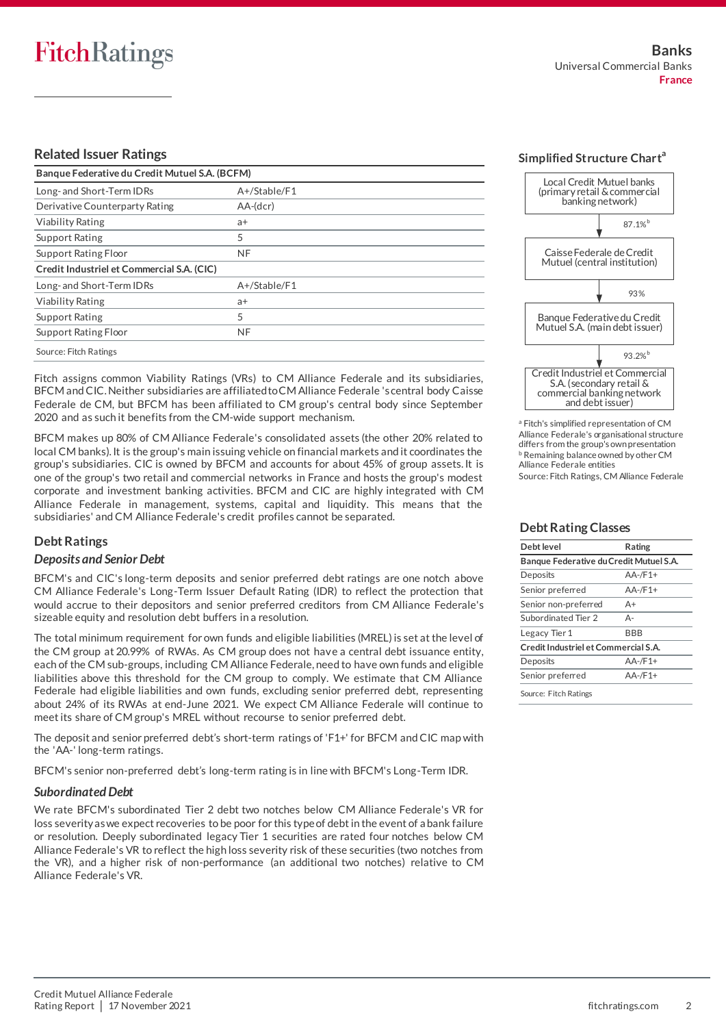## Related Issuer Ratings

| Banque Federative du Credit Mutuel S.A. (BCFM) | |
|---|---|
| Long- and Short-Term IDRs | A+/Stable/F1 |
| Derivative Counterparty Rating | AA-(dcr) |
| Viability Rating | a+ |
| Support Rating | 5 |
| Support Rating Floor | NF |
| **Credit Industriel et Commercial S.A. (CIC)** | |
| Long- and Short-Term IDRs | A+/Stable/F1 |
| Viability Rating | a+ |
| Support Rating | 5 |
| Support Rating Floor | NF |

Source: Fitch Ratings

Fitch assigns common Viability Ratings (VRs) to CM Alliance Federale and its subsidiaries, BFCM and CIC. Neither subsidiaries are affiliated to CM Alliance Federale 's central body Caisse Federale de CM, but BFCM has been affiliated to CM group's central body since September 2020 and as such it benefits from the CM-wide support mechanism.

BFCM makes up 80% of CM Alliance Federale's consolidated assets (the other 20% related to local CM banks). It is the group's main issuing vehicle on financial markets and it coordinates the group's subsidiaries. CIC is owned by BFCM and accounts for about 45% of group assets. It is one of the group's two retail and commercial networks in France and hosts the group's modest corporate and investment banking activities. BFCM and CIC are highly integrated with CM Alliance Federale in management, systems, capital and liquidity. This means that the subsidiaries' and CM Alliance Federale's credit profiles cannot be separated.

## Debt Ratings

### *Deposits and Senior Debt*

BFCM's and CIC's long-term deposits and senior preferred debt ratings are one notch above CM Alliance Federale's Long-Term Issuer Default Rating (IDR) to reflect the protection that would accrue to their depositors and senior preferred creditors from CM Alliance Federale's sizeable equity and resolution debt buffers in a resolution.

The total minimum requirement for own funds and eligible liabilities (MREL) is set at the level of the CM group at 20.99% of RWAs. As CM group does not have a central debt issuance entity, each of the CM sub-groups, including CM Alliance Federale, need to have own funds and eligible liabilities above this threshold for the CM group to comply. We estimate that CM Alliance Federale had eligible liabilities and own funds, excluding senior preferred debt, representing about 24% of its RWAs at end-June 2021. We expect CM Alliance Federale will continue to meet its share of CM group's MREL without recourse to senior preferred debt.

The deposit and senior preferred debt's short-term ratings of 'F1+' for BFCM and CIC map with the 'AA-' long-term ratings.

BFCM's senior non-preferred debt's long-term rating is in line with BFCM's Long-Term IDR.

### *Subordinated Debt*

We rate BFCM's subordinated Tier 2 debt two notches below CM Alliance Federale's VR for loss severity as we expect recoveries to be poor for this type of debt in the event of a bank failure or resolution. Deeply subordinated legacy Tier 1 securities are rated four notches below CM Alliance Federale's VR to reflect the high loss severity risk of these securities (two notches from the VR), and a higher risk of non-performance (an additional two notches) relative to CM Alliance Federale's VR.

## Simplified Structure Chart[a]

Local Credit Mutuel banks (primary retail & commercial banking network)
↓ 87.1%[b]
Caisse Federale de Credit Mutuel (central institution)
↓ 93%
Banque Federative du Credit Mutuel S.A. (main debt issuer)
↓ 93.2%[b]
Credit Industriel et Commercial S.A. (secondary retail & commercial banking network and debt issuer)

[a] Fitch's simplified representation of CM Alliance Federale's organisational structure differs from the group's own presentation
[b] Remaining balance owned by other CM Alliance Federale entities

Source: Fitch Ratings, CM Alliance Federale

## Debt Rating Classes

| Debt level | Rating |
|---|---|
| **Banque Federative du Credit Mutuel S.A.** | |
| Deposits | AA-/F1+ |
| Senior preferred | AA-/F1+ |
| Senior non-preferred | A+ |
| Subordinated Tier 2 | A- |
| Legacy Tier 1 | BBB |
| **Credit Industriel et Commercial S.A.** | |
| Deposits | AA-/F1+ |
| Senior preferred | AA-/F1+ |

Source: Fitch Ratings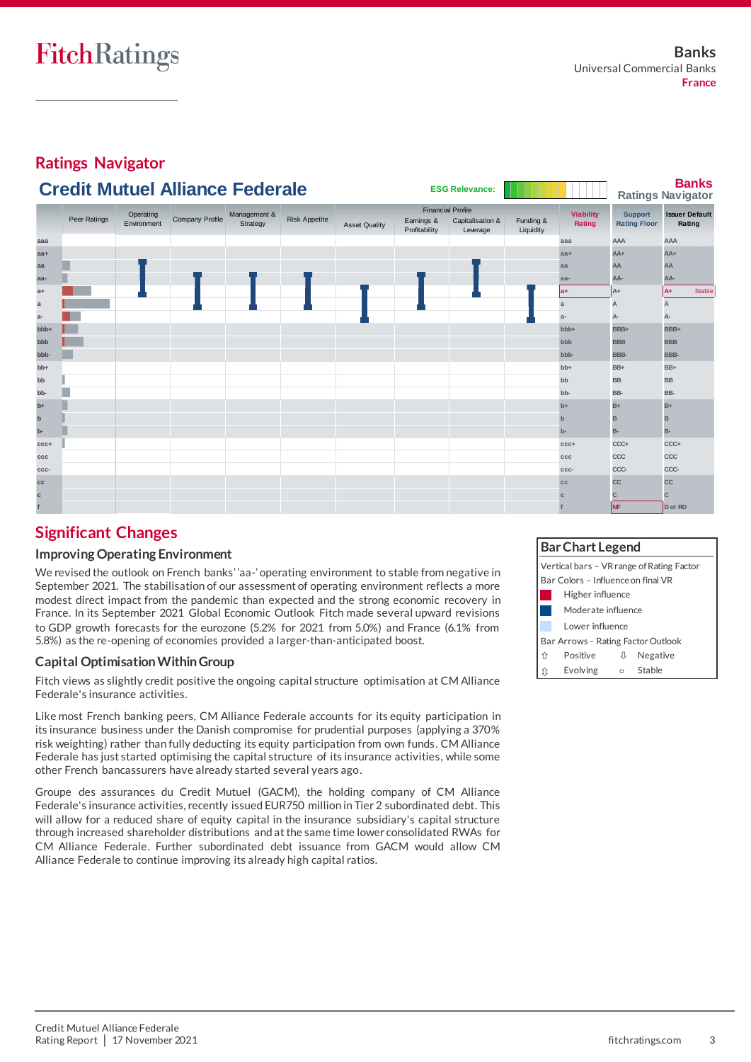## Ratings Navigator

### Credit Mutuel Alliance Federale

ESG Relevance:

**Banks**
Ratings Navigator

| | Peer Ratings | Operating Environment | Company Profile | Management & Strategy | Risk Appetite | Asset Quality | Earnings & Profitability | Capitalisation & Leverage | Funding & Liquidity | Viability Rating | Support Rating Floor | Issuer Default Rating |
|---|---|---|---|---|---|---|---|---|---|---|---|---|
| | | | | | | Financial Profile | | | | | | |
| aaa | | | | | | | | | | aaa | AAA | AAA |
| aa+ | | | | | | | | | | aa+ | AA+ | AA+ |
| aa | | | | | | | | | | aa | AA | AA |
| aa- | | | | | | | | | | aa- | AA- | AA- |
| a+ | | | | | | | | | | a+ | A+ | A+ Stable |
| a | | | | | | | | | | a | A | A |
| a- | | | | | | | | | | a- | A- | A- |
| bbb+ | | | | | | | | | | bbb+ | BBB+ | BBB+ |
| bbb | | | | | | | | | | bbb | BBB | BBB |
| bbb- | | | | | | | | | | bbb- | BBB- | BBB- |
| bb+ | | | | | | | | | | bb+ | BB+ | BB+ |
| bb | | | | | | | | | | bb | BB | BB |
| bb- | | | | | | | | | | bb- | BB- | BB- |
| b+ | | | | | | | | | | b+ | B+ | B+ |
| b | | | | | | | | | | b | B | B |
| b- | | | | | | | | | | b- | B- | B- |
| ccc+ | | | | | | | | | | ccc+ | CCC+ | CCC+ |
| ccc | | | | | | | | | | ccc | CCC | CCC |
| ccc- | | | | | | | | | | ccc- | CCC- | CCC- |
| cc | | | | | | | | | | cc | CC | CC |
| c | | | | | | | | | | c | C | C |
| f | | | | | | | | | | f | NF | D or RD |

## Significant Changes

### Improving Operating Environment

We revised the outlook on French banks' 'aa-' operating environment to stable from negative in September 2021. The stabilisation of our assessment of operating environment reflects a more modest direct impact from the pandemic than expected and the strong economic recovery in France. In its September 2021 Global Economic Outlook Fitch made several upward revisions to GDP growth forecasts for the eurozone (5.2% for 2021 from 5.0%) and France (6.1% from 5.8%) as the re-opening of economies provided a larger-than-anticipated boost.

### Capital Optimisation Within Group

Fitch views as slightly credit positive the ongoing capital structure optimisation at CM Alliance Federale's insurance activities.

Like most French banking peers, CM Alliance Federale accounts for its equity participation in its insurance business under the Danish compromise for prudential purposes (applying a 370% risk weighting) rather than fully deducting its equity participation from own funds. CM Alliance Federale has just started optimising the capital structure of its insurance activities, while some other French bancassurers have already started several years ago.

Groupe des assurances du Credit Mutuel (GACM), the holding company of CM Alliance Federale's insurance activities, recently issued EUR750 million in Tier 2 subordinated debt. This will allow for a reduced share of equity capital in the insurance subsidiary's capital structure through increased shareholder distributions and at the same time lower consolidated RWAs for CM Alliance Federale. Further subordinated debt issuance from GACM would allow CM Alliance Federale to continue improving its already high capital ratios.

**Bar Chart Legend**

Vertical bars – VR range of Rating Factor

Bar Colors – Influence on final VR

- Higher influence
- Moderate influence
- Lower influence

Bar Arrows – Rating Factor Outlook

- ⇧ Positive
- ⇩ Negative
- ⇳ Evolving
- ▫ Stable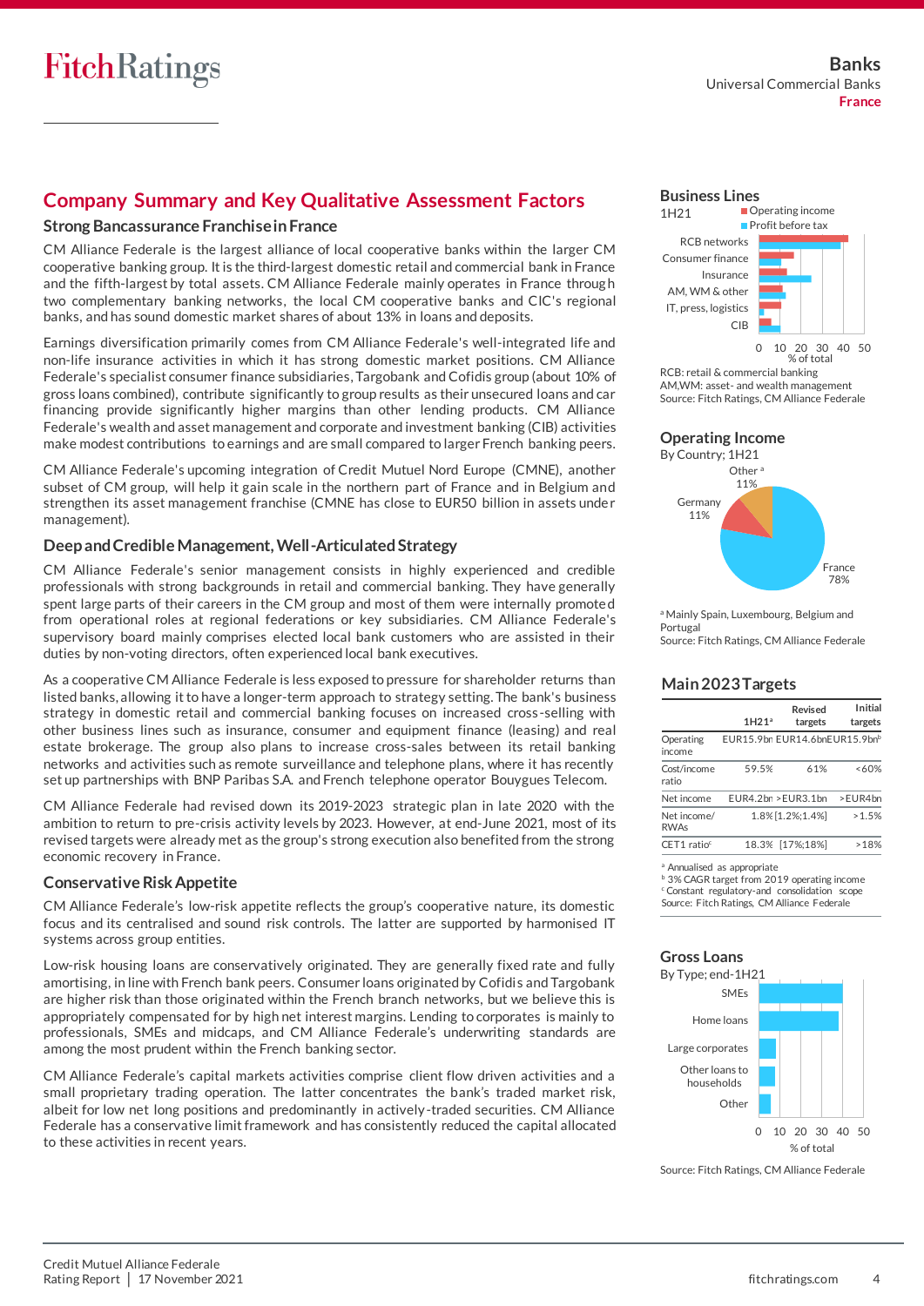## Company Summary and Key Qualitative Assessment Factors

### Strong Bancassurance Franchise in France

CM Alliance Federale is the largest alliance of local cooperative banks within the larger CM cooperative banking group. It is the third-largest domestic retail and commercial bank in France and the fifth-largest by total assets. CM Alliance Federale mainly operates in France through two complementary banking networks, the local CM cooperative banks and CIC's regional banks, and has sound domestic market shares of about 13% in loans and deposits.

Earnings diversification primarily comes from CM Alliance Federale's well-integrated life and non-life insurance activities in which it has strong domestic market positions. CM Alliance Federale's specialist consumer finance subsidiaries, Targobank and Cofidis group (about 10% of gross loans combined), contribute significantly to group results as their unsecured loans and car financing provide significantly higher margins than other lending products. CM Alliance Federale's wealth and asset management and corporate and investment banking (CIB) activities make modest contributions to earnings and are small compared to larger French banking peers.

CM Alliance Federale's upcoming integration of Credit Mutuel Nord Europe (CMNE), another subset of CM group, will help it gain scale in the northern part of France and in Belgium and strengthen its asset management franchise (CMNE has close to EUR50 billion in assets under management).

### Deep and Credible Management, Well-Articulated Strategy

CM Alliance Federale's senior management consists in highly experienced and credible professionals with strong backgrounds in retail and commercial banking. They have generally spent large parts of their careers in the CM group and most of them were internally promoted from operational roles at regional federations or key subsidiaries. CM Alliance Federale's supervisory board mainly comprises elected local bank customers who are assisted in their duties by non-voting directors, often experienced local bank executives.

As a cooperative CM Alliance Federale is less exposed to pressure for shareholder returns than listed banks, allowing it to have a longer-term approach to strategy setting. The bank's business strategy in domestic retail and commercial banking focuses on increased cross-selling with other business lines such as insurance, consumer and equipment finance (leasing) and real estate brokerage. The group also plans to increase cross-sales between its retail banking networks and activities such as remote surveillance and telephone plans, where it has recently set up partnerships with BNP Paribas S.A. and French telephone operator Bouygues Telecom.

CM Alliance Federale had revised down its 2019-2023 strategic plan in late 2020 with the ambition to return to pre-crisis activity levels by 2023. However, at end-June 2021, most of its revised targets were already met as the group's strong execution also benefited from the strong economic recovery in France.

### Conservative Risk Appetite

CM Alliance Federale's low-risk appetite reflects the group's cooperative nature, its domestic focus and its centralised and sound risk controls. The latter are supported by harmonised IT systems across group entities.

Low-risk housing loans are conservatively originated. They are generally fixed rate and fully amortising, in line with French bank peers. Consumer loans originated by Cofidis and Targobank are higher risk than those originated within the French branch networks, but we believe this is appropriately compensated for by high net interest margins. Lending to corporates is mainly to professionals, SMEs and midcaps, and CM Alliance Federale's underwriting standards are among the most prudent within the French banking sector.

CM Alliance Federale's capital markets activities comprise client flow driven activities and a small proprietary trading operation. The latter concentrates the bank's traded market risk, albeit for low net long positions and predominantly in actively-traded securities. CM Alliance Federale has a conservative limit framework and has consistently reduced the capital allocated to these activities in recent years.

### Business Lines

1H21

| | Operating income | Profit before tax |
|---|---|---|
| RCB networks | | |
| Consumer finance | | |
| Insurance | | |
| AM, WM & other | | |
| IT, press, logistics | | |
| CIB | | |

% of total (axis: 0, 10, 20, 30, 40, 50)

RCB: retail & commercial banking
AM,WM: asset- and wealth management
Source: Fitch Ratings, CM Alliance Federale

### Operating Income

By Country; 1H21

- France 78%
- Germany 11%
- Other[a] 11%

[a] Mainly Spain, Luxembourg, Belgium and Portugal
Source: Fitch Ratings, CM Alliance Federale

### Main 2023 Targets

| | 1H21[a] | Revised targets | Initial targets |
|---|---|---|---|
| Operating income | EUR15.9bn | EUR14.6bn | EUR15.9bn[b] |
| Cost/income ratio | 59.5% | 61% | <60% |
| Net income | EUR4.2bn | >EUR3.1bn | >EUR4bn |
| Net income/ RWAs | 1.8% | [1.2%;1.4%] | >1.5% |
| CET1 ratio[c] | 18.3% | [17%;18%] | >18% |

[a] Annualised as appropriate
[b] 3% CAGR target from 2019 operating income
[c] Constant regulatory-and consolidation scope
Source: Fitch Ratings, CM Alliance Federale

### Gross Loans

By Type; end-1H21

- SMEs
- Home loans
- Large corporates
- Other loans to households
- Other

% of total (axis: 0, 10, 20, 30, 40, 50)

Source: Fitch Ratings, CM Alliance Federale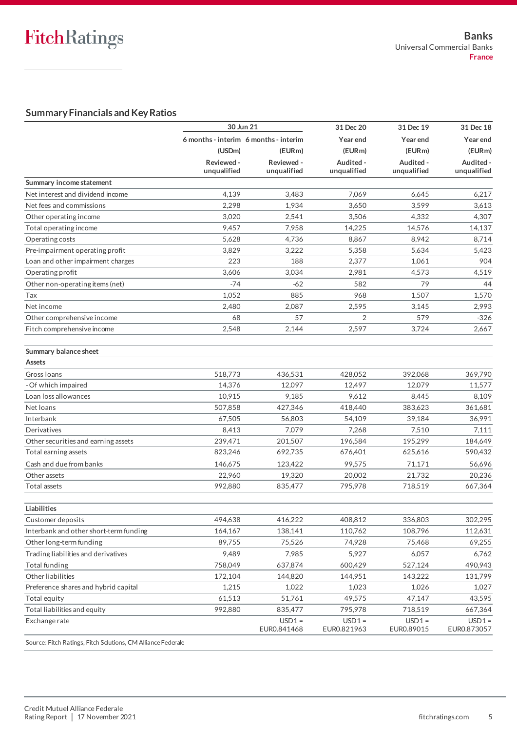## Summary Financials and Key Ratios

| | 30 Jun 21 | | 31 Dec 20 | 31 Dec 19 | 31 Dec 18 |
|---|---|---|---|---|---|
| | 6 months - interim | 6 months - interim | Year end | Year end | Year end |
| | (USDm) | (EURm) | (EURm) | (EURm) | (EURm) |
| | Reviewed - unqualified | Reviewed - unqualified | Audited - unqualified | Audited - unqualified | Audited - unqualified |
| **Summary income statement** | | | | | |
| Net interest and dividend income | 4,139 | 3,483 | 7,069 | 6,645 | 6,217 |
| Net fees and commissions | 2,298 | 1,934 | 3,650 | 3,599 | 3,613 |
| Other operating income | 3,020 | 2,541 | 3,506 | 4,332 | 4,307 |
| Total operating income | 9,457 | 7,958 | 14,225 | 14,576 | 14,137 |
| Operating costs | 5,628 | 4,736 | 8,867 | 8,942 | 8,714 |
| Pre-impairment operating profit | 3,829 | 3,222 | 5,358 | 5,634 | 5,423 |
| Loan and other impairment charges | 223 | 188 | 2,377 | 1,061 | 904 |
| Operating profit | 3,606 | 3,034 | 2,981 | 4,573 | 4,519 |
| Other non-operating items (net) | -74 | -62 | 582 | 79 | 44 |
| Tax | 1,052 | 885 | 968 | 1,507 | 1,570 |
| Net income | 2,480 | 2,087 | 2,595 | 3,145 | 2,993 |
| Other comprehensive income | 68 | 57 | 2 | 579 | -326 |
| Fitch comprehensive income | 2,548 | 2,144 | 2,597 | 3,724 | 2,667 |
| | | | | | |
| **Summary balance sheet** | | | | | |
| **Assets** | | | | | |
| Gross loans | 518,773 | 436,531 | 428,052 | 392,068 | 369,790 |
| - Of which impaired | 14,376 | 12,097 | 12,497 | 12,079 | 11,577 |
| Loan loss allowances | 10,915 | 9,185 | 9,612 | 8,445 | 8,109 |
| Net loans | 507,858 | 427,346 | 418,440 | 383,623 | 361,681 |
| Interbank | 67,505 | 56,803 | 54,109 | 39,184 | 36,991 |
| Derivatives | 8,413 | 7,079 | 7,268 | 7,510 | 7,111 |
| Other securities and earning assets | 239,471 | 201,507 | 196,584 | 195,299 | 184,649 |
| Total earning assets | 823,246 | 692,735 | 676,401 | 625,616 | 590,432 |
| Cash and due from banks | 146,675 | 123,422 | 99,575 | 71,171 | 56,696 |
| Other assets | 22,960 | 19,320 | 20,002 | 21,732 | 20,236 |
| Total assets | 992,880 | 835,477 | 795,978 | 718,519 | 667,364 |
| | | | | | |
| **Liabilities** | | | | | |
| Customer deposits | 494,638 | 416,222 | 408,812 | 336,803 | 302,295 |
| Interbank and other short-term funding | 164,167 | 138,141 | 110,762 | 108,796 | 112,631 |
| Other long-term funding | 89,755 | 75,526 | 74,928 | 75,468 | 69,255 |
| Trading liabilities and derivatives | 9,489 | 7,985 | 5,927 | 6,057 | 6,762 |
| Total funding | 758,049 | 637,874 | 600,429 | 527,124 | 490,943 |
| Other liabilities | 172,104 | 144,820 | 144,951 | 143,222 | 131,799 |
| Preference shares and hybrid capital | 1,215 | 1,022 | 1,023 | 1,026 | 1,027 |
| Total equity | 61,513 | 51,761 | 49,575 | 47,147 | 43,595 |
| Total liabilities and equity | 992,880 | 835,477 | 795,978 | 718,519 | 667,364 |
| Exchange rate | | USD1 = EUR0.841468 | USD1 = EUR0.821963 | USD1 = EUR0.89015 | USD1 = EUR0.873057 |

Source: Fitch Ratings, Fitch Solutions, CM Alliance Federale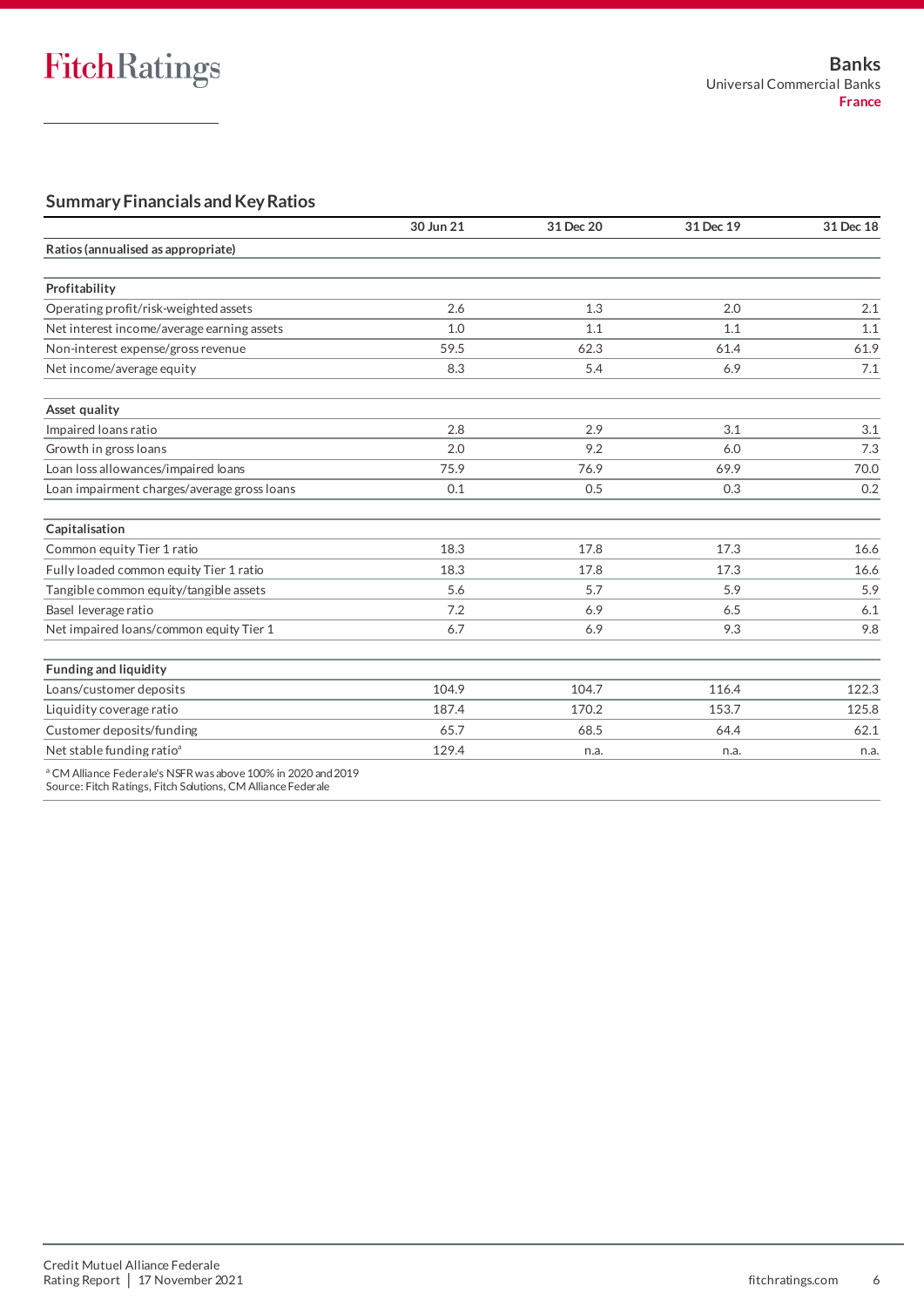## Summary Financials and Key Ratios

| | 30 Jun 21 | 31 Dec 20 | 31 Dec 19 | 31 Dec 18 |
|---|---|---|---|---|
| **Ratios (annualised as appropriate)** | | | | |
| **Profitability** | | | | |
| Operating profit/risk-weighted assets | 2.6 | 1.3 | 2.0 | 2.1 |
| Net interest income/average earning assets | 1.0 | 1.1 | 1.1 | 1.1 |
| Non-interest expense/gross revenue | 59.5 | 62.3 | 61.4 | 61.9 |
| Net income/average equity | 8.3 | 5.4 | 6.9 | 7.1 |
| **Asset quality** | | | | |
| Impaired loans ratio | 2.8 | 2.9 | 3.1 | 3.1 |
| Growth in gross loans | 2.0 | 9.2 | 6.0 | 7.3 |
| Loan loss allowances/impaired loans | 75.9 | 76.9 | 69.9 | 70.0 |
| Loan impairment charges/average gross loans | 0.1 | 0.5 | 0.3 | 0.2 |
| **Capitalisation** | | | | |
| Common equity Tier 1 ratio | 18.3 | 17.8 | 17.3 | 16.6 |
| Fully loaded common equity Tier 1 ratio | 18.3 | 17.8 | 17.3 | 16.6 |
| Tangible common equity/tangible assets | 5.6 | 5.7 | 5.9 | 5.9 |
| Basel leverage ratio | 7.2 | 6.9 | 6.5 | 6.1 |
| Net impaired loans/common equity Tier 1 | 6.7 | 6.9 | 9.3 | 9.8 |
| **Funding and liquidity** | | | | |
| Loans/customer deposits | 104.9 | 104.7 | 116.4 | 122.3 |
| Liquidity coverage ratio | 187.4 | 170.2 | 153.7 | 125.8 |
| Customer deposits/funding | 65.7 | 68.5 | 64.4 | 62.1 |
| Net stable funding ratio[a] | 129.4 | n.a. | n.a. | n.a. |

[a] CM Alliance Federale's NSFR was above 100% in 2020 and 2019
Source: Fitch Ratings, Fitch Solutions, CM Alliance Federale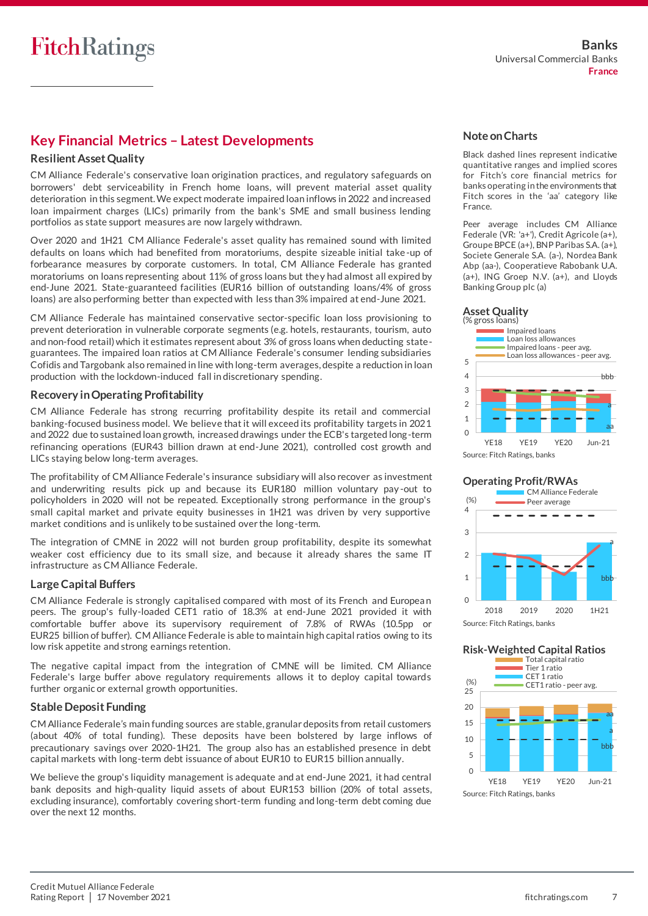## Key Financial Metrics – Latest Developments

### Resilient Asset Quality

CM Alliance Federale's conservative loan origination practices, and regulatory safeguards on borrowers' debt serviceability in French home loans, will prevent material asset quality deterioration in this segment. We expect moderate impaired loan inflows in 2022 and increased loan impairment charges (LICs) primarily from the bank's SME and small business lending portfolios as state support measures are now largely withdrawn.

Over 2020 and 1H21 CM Alliance Federale's asset quality has remained sound with limited defaults on loans which had benefited from moratoriums, despite sizeable initial take-up of forbearance measures by corporate customers. In total, CM Alliance Federale has granted moratoriums on loans representing about 11% of gross loans but they had almost all expired by end-June 2021. State-guaranteed facilities (EUR16 billion of outstanding loans/4% of gross loans) are also performing better than expected with less than 3% impaired at end-June 2021.

CM Alliance Federale has maintained conservative sector-specific loan loss provisioning to prevent deterioration in vulnerable corporate segments (e.g. hotels, restaurants, tourism, auto and non-food retail) which it estimates represent about 3% of gross loans when deducting state-guarantees. The impaired loan ratios at CM Alliance Federale's consumer lending subsidiaries Cofidis and Targobank also remained in line with long-term averages, despite a reduction in loan production with the lockdown-induced fall in discretionary spending.

### Recovery in Operating Profitability

CM Alliance Federale has strong recurring profitability despite its retail and commercial banking-focused business model. We believe that it will exceed its profitability targets in 2021 and 2022 due to sustained loan growth, increased drawings under the ECB's targeted long-term refinancing operations (EUR43 billion drawn at end-June 2021), controlled cost growth and LICs staying below long-term averages.

The profitability of CM Alliance Federale's insurance subsidiary will also recover as investment and underwriting results pick up and because its EUR180 million voluntary pay-out to policyholders in 2020 will not be repeated. Exceptionally strong performance in the group's small capital market and private equity businesses in 1H21 was driven by very supportive market conditions and is unlikely to be sustained over the long-term.

The integration of CMNE in 2022 will not burden group profitability, despite its somewhat weaker cost efficiency due to its small size, and because it already shares the same IT infrastructure as CM Alliance Federale.

### Large Capital Buffers

CM Alliance Federale is strongly capitalised compared with most of its French and European peers. The group's fully-loaded CET1 ratio of 18.3% at end-June 2021 provided it with comfortable buffer above its supervisory requirement of 7.8% of RWAs (10.5pp or EUR25 billion of buffer). CM Alliance Federale is able to maintain high capital ratios owing to its low risk appetite and strong earnings retention.

The negative capital impact from the integration of CMNE will be limited. CM Alliance Federale's large buffer above regulatory requirements allows it to deploy capital towards further organic or external growth opportunities.

### Stable Deposit Funding

CM Alliance Federale's main funding sources are stable, granular deposits from retail customers (about 40% of total funding). These deposits have been bolstered by large inflows of precautionary savings over 2020-1H21. The group also has an established presence in debt capital markets with long-term debt issuance of about EUR10 to EUR15 billion annually.

We believe the group's liquidity management is adequate and at end-June 2021, it had central bank deposits and high-quality liquid assets of about EUR153 billion (20% of total assets, excluding insurance), comfortably covering short-term funding and long-term debt coming due over the next 12 months.

### Note on Charts

Black dashed lines represent indicative quantitative ranges and implied scores for Fitch's core financial metrics for banks operating in the environments that Fitch scores in the 'aa' category like France.

Peer average includes CM Alliance Federale (VR: 'a+'), Credit Agricole (a+), Groupe BPCE (a+), BNP Paribas S.A. (a+), Societe Generale S.A. (a-), Nordea Bank Abp (aa-), Cooperatieve Rabobank U.A. (a+), ING Groep N.V. (a+), and Lloyds Banking Group plc (a)

### Asset Quality

(% gross loans)

Legend: Impaired loans; Loan loss allowances; Impaired loans - peer avg.; Loan loss allowances - peer avg.

Y-axis: 0–5. X-axis: YE18, YE19, YE20, Jun-21. Score ranges: bbb, a, aa.

Source: Fitch Ratings, banks

### Operating Profit/RWAs

(%)

Legend: CM Alliance Federale; Peer average

Y-axis: 0–4. X-axis: 2018, 2019, 2020, 1H21. Score ranges: a, bbb.

Source: Fitch Ratings, banks

### Risk-Weighted Capital Ratios

(%)

Legend: Total capital ratio; Tier 1 ratio; CET 1 ratio; CET1 ratio - peer avg.

Y-axis: 0–25. X-axis: YE18, YE19, YE20, Jun-21. Score ranges: aa, a, bbb.

Source: Fitch Ratings, banks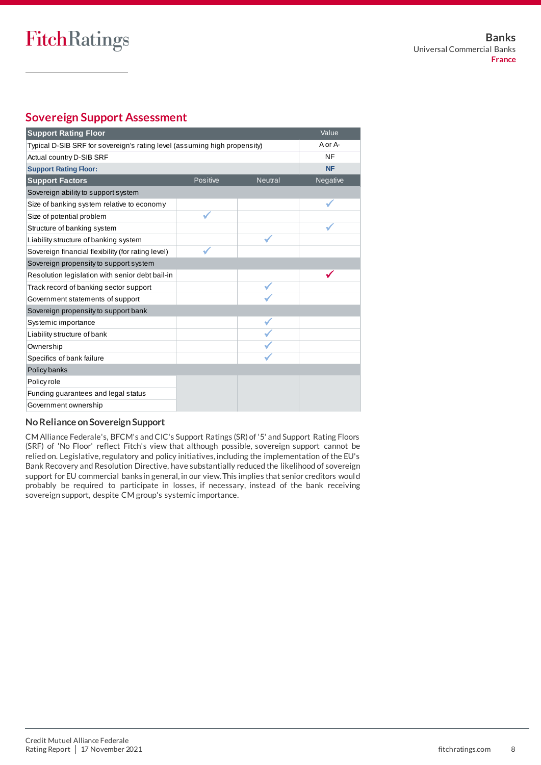## Sovereign Support Assessment

| Support Rating Floor | | | Value |
|---|---|---|---|
| Typical D-SIB SRF for sovereign's rating level (assuming high propensity) | | | A or A- |
| Actual country D-SIB SRF | | | NF |
| **Support Rating Floor:** | | | **NF** |

| Support Factors | Positive | Neutral | Negative |
|---|---|---|---|
| **Sovereign ability to support system** | | | |
| Size of banking system relative to economy | | | ✓ |
| Size of potential problem | ✓ | | |
| Structure of banking system | | | ✓ |
| Liability structure of banking system | | ✓ | |
| Sovereign financial flexibility (for rating level) | ✓ | | |
| **Sovereign propensity to support system** | | | |
| Resolution legislation with senior debt bail-in | | | ✓ |
| Track record of banking sector support | | ✓ | |
| Government statements of support | | ✓ | |
| **Sovereign propensity to support bank** | | | |
| Systemic importance | | ✓ | |
| Liability structure of bank | | ✓ | |
| Ownership | | ✓ | |
| Specifics of bank failure | | ✓ | |
| **Policy banks** | | | |
| Policy role | | | |
| Funding guarantees and legal status | | | |
| Government ownership | | | |

### No Reliance on Sovereign Support

CM Alliance Federale's, BFCM's and CIC's Support Ratings (SR) of '5' and Support Rating Floors (SRF) of 'No Floor' reflect Fitch's view that although possible, sovereign support cannot be relied on. Legislative, regulatory and policy initiatives, including the implementation of the EU's Bank Recovery and Resolution Directive, have substantially reduced the likelihood of sovereign support for EU commercial banks in general, in our view. This implies that senior creditors would probably be required to participate in losses, if necessary, instead of the bank receiving sovereign support, despite CM group's systemic importance.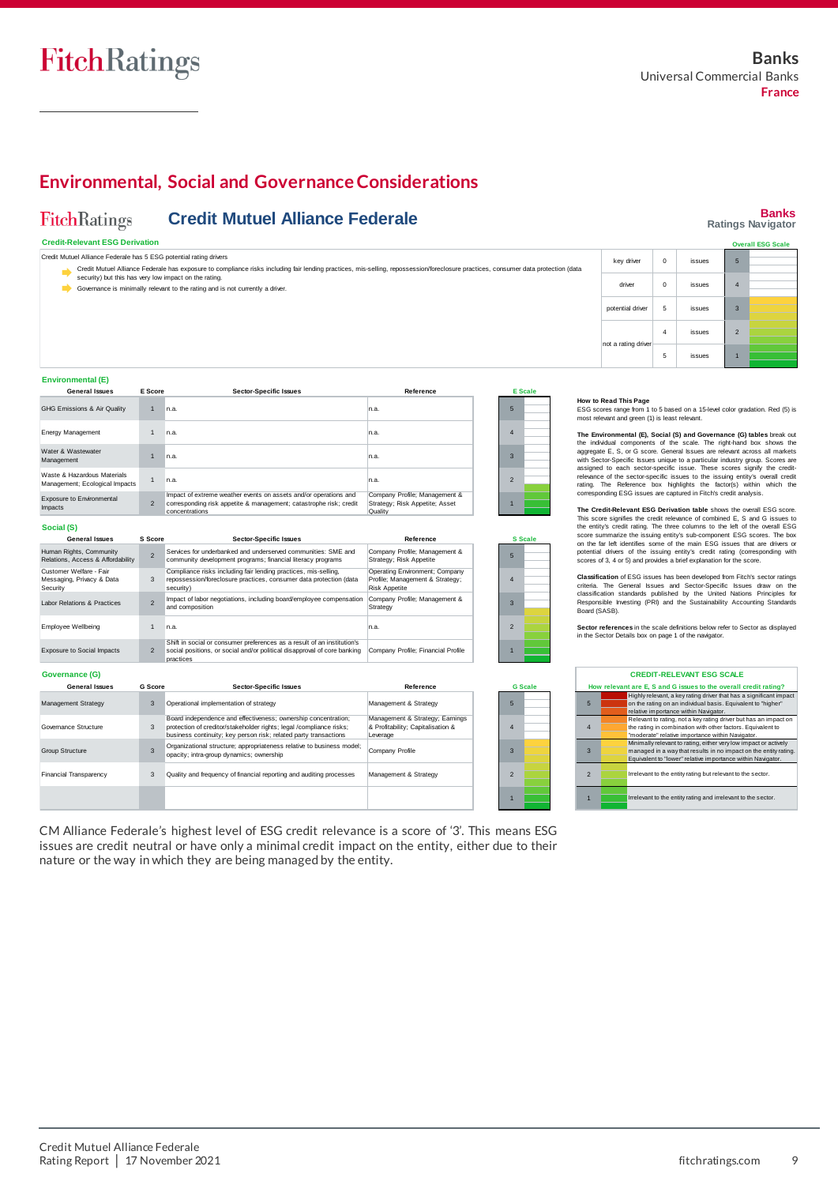# Environmental, Social and Governance Considerations

## Credit Mutuel Alliance Federale

Banks
Ratings Navigator

### Credit-Relevant ESG Derivation

Credit Mutuel Alliance Federale has 5 ESG potential rating drivers

- Credit Mutuel Alliance Federale has exposure to compliance risks including fair lending practices, mis-selling, repossession/foreclosure practices, consumer data protection (data security) but this has very low impact on the rating.
- Governance is minimally relevant to the rating and is not currently a driver.

| | | | Overall ESG Scale |
|---|---|---|---|
| key driver | 0 | issues | 5 |
| driver | 0 | issues | 4 |
| potential driver | 5 | issues | 3 |
| not a rating driver | 4 | issues | 2 |
| | 5 | issues | 1 |

### Environmental (E)

| General Issues | E Score | Sector-Specific Issues | Reference |
|---|---|---|---|
| GHG Emissions & Air Quality | 1 | n.a. | n.a. |
| Energy Management | 1 | n.a. | n.a. |
| Water & Wastewater Management | 1 | n.a. | n.a. |
| Waste & Hazardous Materials Management; Ecological Impacts | 1 | n.a. | n.a. |
| Exposure to Environmental Impacts | 2 | Impact of extreme weather events on assets and/or operations and corresponding risk appetite & management; catastrophe risk; credit concentrations | Company Profile; Management & Strategy; Risk Appetite; Asset Quality |

### Social (S)

| General Issues | S Score | Sector-Specific Issues | Reference |
|---|---|---|---|
| Human Rights, Community Relations, Access & Affordability | 2 | Services for underbanked and underserved communities: SME and community development programs; financial literacy programs | Company Profile; Management & Strategy; Risk Appetite |
| Customer Welfare - Fair Messaging, Privacy & Data Security | 3 | Compliance risks including fair lending practices, mis-selling, repossession/foreclosure practices, consumer data protection (data security) | Operating Environment; Company Profile; Management & Strategy; Risk Appetite |
| Labor Relations & Practices | 2 | Impact of labor negotiations, including board/employee compensation and composition | Company Profile; Management & Strategy |
| Employee Wellbeing | 1 | n.a. | n.a. |
| Exposure to Social Impacts | 2 | Shift in social or consumer preferences as a result of an institution's social positions, or social and/or political disapproval of core banking practices | Company Profile; Financial Profile |

### Governance (G)

| General Issues | G Score | Sector-Specific Issues | Reference |
|---|---|---|---|
| Management Strategy | 3 | Operational implementation of strategy | Management & Strategy |
| Governance Structure | 3 | Board independence and effectiveness; ownership concentration; protection of creditor/stakeholder rights; legal /compliance risks; business continuity; key person risk; related party transactions | Management & Strategy; Earnings & Profitability; Capitalisation & Leverage |
| Group Structure | 3 | Organizational structure; appropriateness relative to business model; opacity; intra-group dynamics; ownership | Company Profile |
| Financial Transparency | 3 | Quality and frequency of financial reporting and auditing processes | Management & Strategy |

**How to Read This Page**
ESG scores range from 1 to 5 based on a 15-level color gradation. Red (5) is most relevant and green (1) is least relevant.

**The Environmental (E), Social (S) and Governance (G) tables** break out the individual components of the scale. The right-hand box shows the aggregate E, S, or G score. General Issues are relevant across all markets with Sector-Specific Issues unique to a particular industry group. Scores are assigned to each sector-specific issue. These scores signify the credit-relevance of the sector-specific issues to the issuing entity's overall credit rating. The Reference box highlights the factor(s) within which the corresponding ESG issues are captured in Fitch's credit analysis.

**The Credit-Relevant ESG Derivation table** shows the overall ESG score. This score signifies the credit relevance of combined E, S and G issues to the entity's credit rating. The three columns to the left of the overall ESG score summarize the issuing entity's sub-component ESG scores. The box on the far left identifies some of the main ESG issues that are drivers or potential drivers of the issuing entity's credit rating (corresponding with scores of 3, 4 or 5) and provides a brief explanation for the score.

**Classification** of ESG issues has been developed from Fitch's sector ratings criteria. The General Issues and Sector-Specific Issues draw on the classification standards published by the United Nations Principles for Responsible Investing (PRI) and the Sustainability Accounting Standards Board (SASB).

**Sector references** in the scale definitions below refer to Sector as displayed in the Sector Details box on page 1 of the navigator.

**CREDIT-RELEVANT ESG SCALE**

How relevant are E, S and G issues to the overall credit rating?

| Score | Description |
|---|---|
| 5 | Highly relevant, a key rating driver that has a significant impact on the rating on an individual basis. Equivalent to "higher" relative importance within Navigator. |
| 4 | Relevant to rating, not a key rating driver but has an impact on the rating in combination with other factors. Equivalent to "moderate" relative importance within Navigator. |
| 3 | Minimally relevant to rating, either very low impact or actively managed in a way that results in no impact on the entity rating. Equivalent to "lower" relative importance within Navigator. |
| 2 | Irrelevant to the entity rating but relevant to the sector. |
| 1 | Irrelevant to the entity rating and irrelevant to the sector. |

CM Alliance Federale's highest level of ESG credit relevance is a score of '3'. This means ESG issues are credit neutral or have only a minimal credit impact on the entity, either due to their nature or the way in which they are being managed by the entity.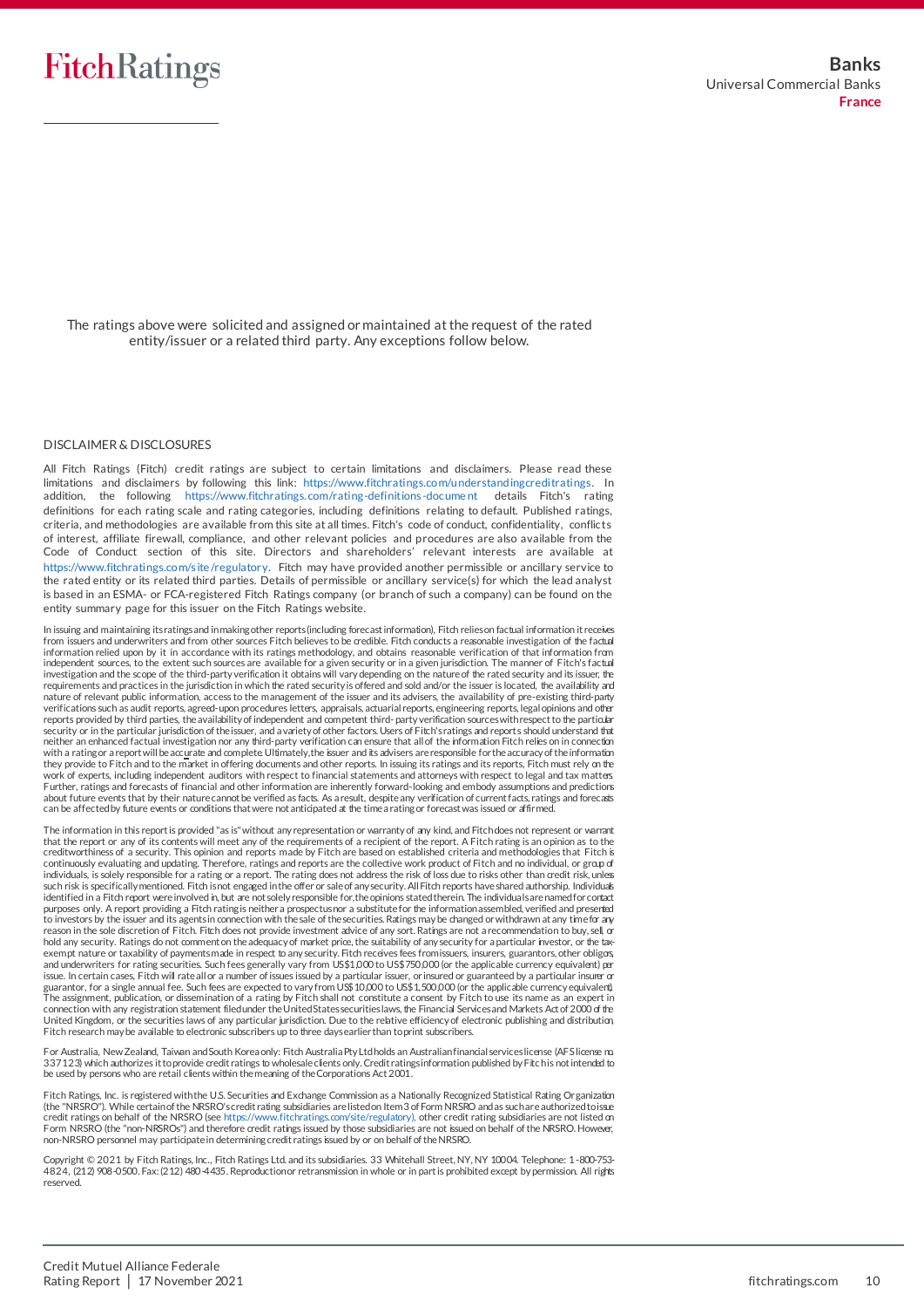The ratings above were solicited and assigned or maintained at the request of the rated entity/issuer or a related third party. Any exceptions follow below.

DISCLAIMER & DISCLOSURES

All Fitch Ratings (Fitch) credit ratings are subject to certain limitations and disclaimers. Please read these limitations and disclaimers by following this link: https://www.fitchratings.com/understandingcreditratings. In addition, the following https://www.fitchratings.com/rating-definitions-document details Fitch's rating definitions for each rating scale and rating categories, including definitions relating to default. Published ratings, criteria, and methodologies are available from this site at all times. Fitch's code of conduct, confidentiality, conflicts of interest, affiliate firewall, compliance, and other relevant policies and procedures are also available from the Code of Conduct section of this site. Directors and shareholders' relevant interests are available at https://www.fitchratings.com/site/regulatory. Fitch may have provided another permissible or ancillary service to the rated entity or its related third parties. Details of permissible or ancillary service(s) for which the lead analyst is based in an ESMA- or FCA-registered Fitch Ratings company (or branch of such a company) can be found on the entity summary page for this issuer on the Fitch Ratings website.

In issuing and maintaining its ratings and in making other reports (including forecast information), Fitch relies on factual information it receives from issuers and underwriters and from other sources Fitch believes to be credible. Fitch conducts a reasonable investigation of the factual information relied upon by it in accordance with its ratings methodology, and obtains reasonable verification of that information from independent sources, to the extent such sources are available for a given security or in a given jurisdiction. The manner of Fitch's factual investigation and the scope of the third-party verification it obtains will vary depending on the nature of the rated security and its issuer, the requirements and practices in the jurisdiction in which the rated security is offered and sold and/or the issuer is located, the availability and nature of relevant public information, access to the management of the issuer and its advisers, the availability of pre-existing third-party verifications such as audit reports, agreed-upon procedures letters, appraisals, actuarial reports, engineering reports, legal opinions and other reports provided by third parties, the availability of independent and competent third-party verification sources with respect to the particular security or in the particular jurisdiction of the issuer, and a variety of other factors. Users of Fitch's ratings and reports should understand that neither an enhanced factual investigation nor any third-party verification can ensure that all of the information Fitch relies on in connection with a rating or a report will be accurate and complete. Ultimately, the issuer and its advisers are responsible for the accuracy of the information they provide to Fitch and to the market in offering documents and other reports. In issuing its ratings and its reports, Fitch must rely on the work of experts, including independent auditors with respect to financial statements and attorneys with respect to legal and tax matters. Further, ratings and forecasts of financial and other information are inherently forward-looking and embody assumptions and predictions about future events that by their nature cannot be verified as facts. As a result, despite any verification of current facts, ratings and forecasts can be affected by future events or conditions that were not anticipated at the time a rating or forecast was issued or affirmed.

The information in this report is provided "as is" without any representation or warranty of any kind, and Fitch does not represent or warrant that the report or any of its contents will meet any of the requirements of a recipient of the report. A Fitch rating is an opinion as to the creditworthiness of a security. This opinion and reports made by Fitch are based on established criteria and methodologies that Fitch is continuously evaluating and updating. Therefore, ratings and reports are the collective work product of Fitch and no individual, or group of individuals, is solely responsible for a rating or a report. The rating does not address the risk of loss due to risks other than credit risk, unless such risk is specifically mentioned. Fitch is not engaged in the offer or sale of any security. All Fitch reports have shared authorship. Individuals identified in a Fitch report were involved in, but are not solely responsible for, the opinions stated therein. The individuals are named for contact purposes only. A report providing a Fitch rating is neither a prospectus nor a substitute for the information assembled, verified and presented to investors by the issuer and its agents in connection with the sale of the securities. Ratings may be changed or withdrawn at any time for any reason in the sole discretion of Fitch. Fitch does not provide investment advice of any sort. Ratings are not a recommendation to buy, sell, or hold any security. Ratings do not comment on the adequacy of market price, the suitability of any security for a particular investor, or the tax-exempt nature or taxability of payments made in respect to any security. Fitch receives fees from issuers, insurers, guarantors, other obligors, and underwriters for rating securities. Such fees generally vary from US$1,000 to US$750,000 (or the applicable currency equivalent) per issue. In certain cases, Fitch will rate all or a number of issues issued by a particular issuer, or insured or guaranteed by a particular insurer or guarantor, for a single annual fee. Such fees are expected to vary from US$10,000 to US$1,500,000 (or the applicable currency equivalent). The assignment, publication, or dissemination of a rating by Fitch shall not constitute a consent by Fitch to use its name as an expert in connection with any registration statement filed under the United States securities laws, the Financial Services and Markets Act of 2000 of the United Kingdom, or the securities laws of any particular jurisdiction. Due to the relative efficiency of electronic publishing and distribution, Fitch research may be available to electronic subscribers up to three days earlier than to print subscribers.

For Australia, New Zealand, Taiwan and South Korea only: Fitch Australia Pty Ltd holds an Australian financial services license (AFS license no. 337123) which authorizes it to provide credit ratings to wholesale clients only. Credit ratings information published by Fitch is not intended to be used by persons who are retail clients within the meaning of the Corporations Act 2001.

Fitch Ratings, Inc. is registered with the U.S. Securities and Exchange Commission as a Nationally Recognized Statistical Rating Organization (the "NRSRO"). While certain of the NRSRO's credit rating subsidiaries are listed on Item 3 of Form NRSRO and as such are authorized to issue credit ratings on behalf of the NRSRO (see https://www.fitchratings.com/site/regulatory), other credit rating subsidiaries are not listed on Form NRSRO (the "non-NRSROs") and therefore credit ratings issued by those subsidiaries are not issued on behalf of the NRSRO. However, non-NRSRO personnel may participate in determining credit ratings issued by or on behalf of the NRSRO.

Copyright © 2021 by Fitch Ratings, Inc., Fitch Ratings Ltd. and its subsidiaries. 33 Whitehall Street, NY, NY 10004. Telephone: 1-800-753-4824, (212) 908-0500. Fax: (212) 480-4435. Reproduction or retransmission in whole or in part is prohibited except by permission. All rights reserved.